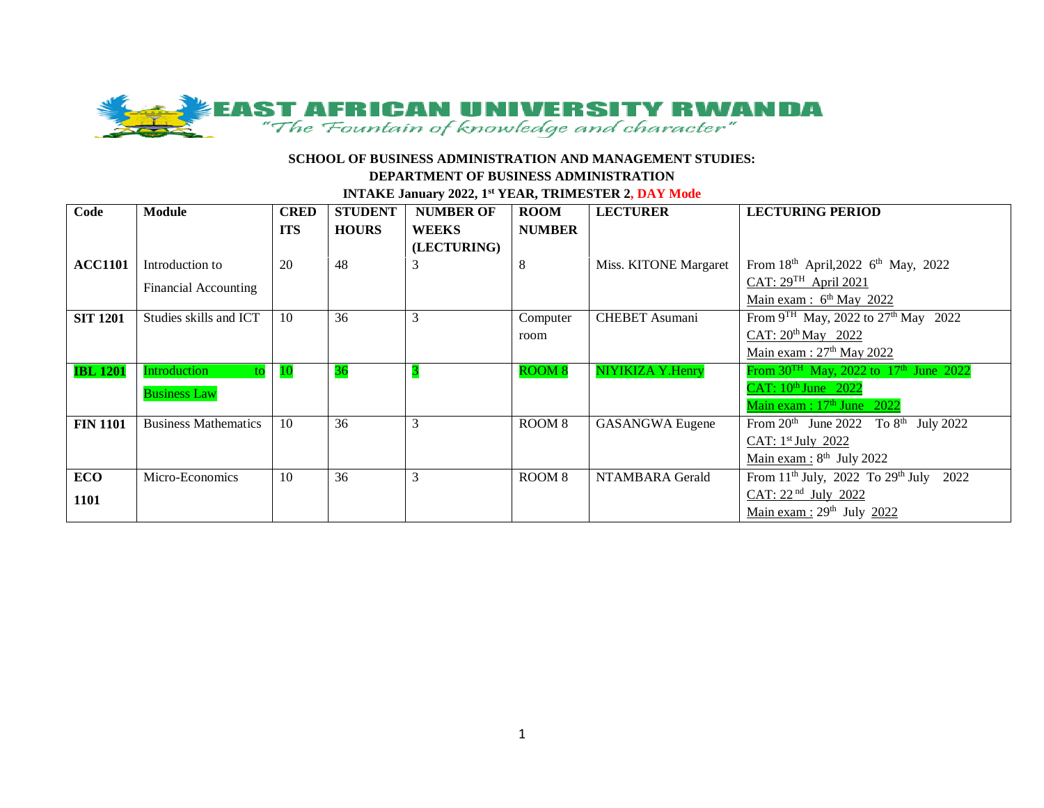**EAST AFRICAN UNIVERSITY RWANDA**

*"The Fountain of knowledge and character"*

**SCHOOL OF BUSINESS ADMINISTRATION AND MANAGEMENT STUDIES:**

**DEPARTMENT OF BUSINESS ADMINISTRATION**

**INTAKE January 2022, 1st YEAR, TRIMESTER 2, DAY Mode**

| Code | Module | CREDITS | STUDENT HOURS | NUMBER OF WEEKS (LECTURING) | ROOM NUMBER | LECTURER | LECTURING PERIOD |
|---|---|---|---|---|---|---|---|
| **ACC1101** | Introduction to Financial Accounting | 20 | 48 | 3 | 8 | Miss. KITONE Margaret | From 18th April,2022 6th May, 2022<br>CAT: 29TH April 2021<br>Main exam : 6th May 2022 |
| **SIT 1201** | Studies skills and ICT | 10 | 36 | 3 | Computer room | CHEBET Asumani | From 9TH May, 2022 to 27th May 2022<br>CAT: 20th May 2022<br>Main exam : 27th May 2022 |
| **IBL 1201** | Introduction to Business Law | 10 | 36 | 3 | ROOM 8 | NIYIKIZA Y.Henry | From 30TH May, 2022 to 17th June 2022<br>CAT: 10th June 2022<br>Main exam : 17th June 2022 |
| **FIN 1101** | Business Mathematics | 10 | 36 | 3 | ROOM 8 | GASANGWA Eugene | From 20th June 2022 To 8th July 2022<br>CAT: 1st July 2022<br>Main exam : 8th July 2022 |
| **ECO 1101** | Micro-Economics | 10 | 36 | 3 | ROOM 8 | NTAMBARA Gerald | From 11th July, 2022 To 29th July 2022<br>CAT: 22nd July 2022<br>Main exam : 29th July 2022 |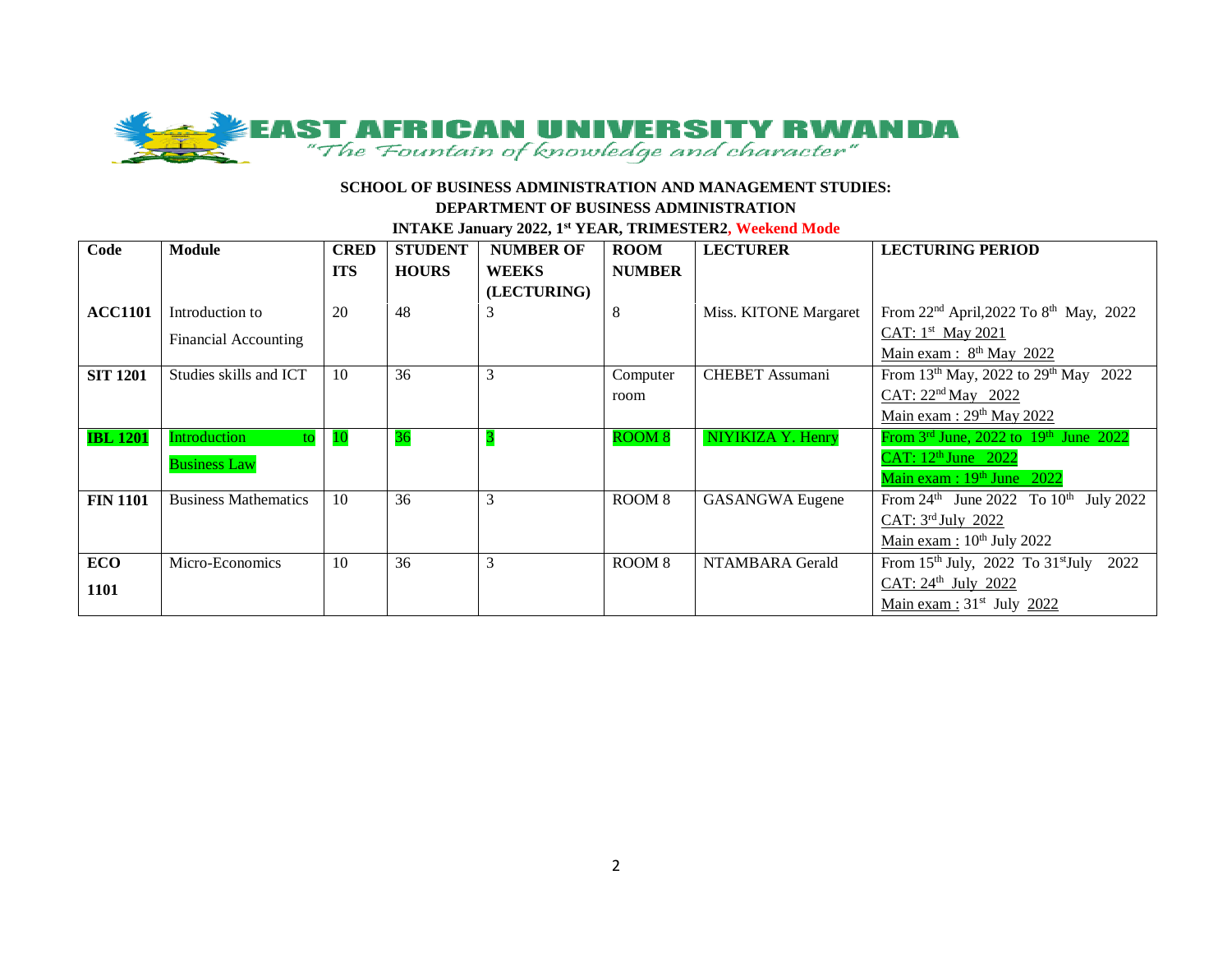**EAST AFRICAN UNIVERSITY RWANDA**

*"The Fountain of knowledge and character"*

**SCHOOL OF BUSINESS ADMINISTRATION AND MANAGEMENT STUDIES:**

**DEPARTMENT OF BUSINESS ADMINISTRATION**

**INTAKE January 2022, 1st YEAR, TRIMESTER2, Weekend Mode**

| Code | Module | CREDITS | STUDENT HOURS | NUMBER OF WEEKS (LECTURING) | ROOM NUMBER | LECTURER | LECTURING PERIOD |
|---|---|---|---|---|---|---|---|
| **ACC1101** | Introduction to Financial Accounting | 20 | 48 | 3 | 8 | Miss. KITONE Margaret | From 22nd April,2022 To 8th May, 2022<br>CAT: 1st May 2021<br>Main exam : 8th May 2022 |
| **SIT 1201** | Studies skills and ICT | 10 | 36 | 3 | Computer room | CHEBET Assumani | From 13th May, 2022 to 29th May 2022<br>CAT: 22nd May 2022<br>Main exam : 29th May 2022 |
| **IBL 1201** | Introduction to Business Law | 10 | 36 | 3 | ROOM 8 | NIYIKIZA Y. Henry | From 3rd June, 2022 to 19th June 2022<br>CAT: 12th June 2022<br>Main exam : 19th June 2022 |
| **FIN 1101** | Business Mathematics | 10 | 36 | 3 | ROOM 8 | GASANGWA Eugene | From 24th June 2022 To 10th July 2022<br>CAT: 3rd July 2022<br>Main exam : 10th July 2022 |
| **ECO 1101** | Micro-Economics | 10 | 36 | 3 | ROOM 8 | NTAMBARA Gerald | From 15th July, 2022 To 31st July 2022<br>CAT: 24th July 2022<br>Main exam : 31st July 2022 |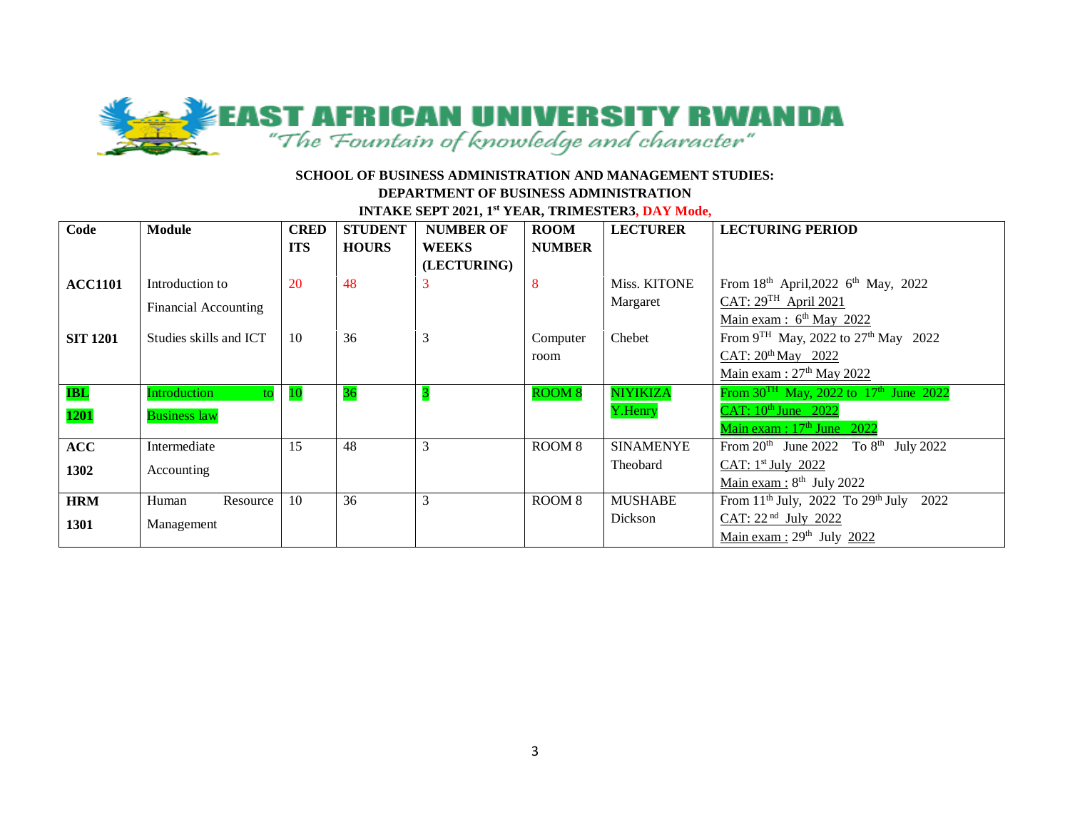# EAST AFRICAN UNIVERSITY RWANDA

*"The Fountain of knowledge and character"*

**SCHOOL OF BUSINESS ADMINISTRATION AND MANAGEMENT STUDIES:**

**DEPARTMENT OF BUSINESS ADMINISTRATION**

**INTAKE SEPT 2021, 1st YEAR, TRIMESTER3, DAY Mode,**

| Code | Module | CREDITS | STUDENT HOURS | NUMBER OF WEEKS (LECTURING) | ROOM NUMBER | LECTURER | LECTURING PERIOD |
|---|---|---|---|---|---|---|---|
| **ACC1101** | Introduction to Financial Accounting | 20 | 48 | 3 | 8 | Miss. KITONE Margaret | From 18th April,2022 6th May, 2022<br>CAT: 29TH April 2021<br>Main exam : 6th May 2022 |
| **SIT 1201** | Studies skills and ICT | 10 | 36 | 3 | Computer room | Chebet | From 9TH May, 2022 to 27th May 2022<br>CAT: 20th May 2022<br>Main exam : 27th May 2022 |
| **IBL 1201** | Introduction to Business law | 10 | 36 | 3 | ROOM 8 | NIYIKIZA Y.Henry | From 30TH May, 2022 to 17th June 2022<br>CAT: 10th June 2022<br>Main exam : 17th June 2022 |
| **ACC 1302** | Intermediate Accounting | 15 | 48 | 3 | ROOM 8 | SINAMENYE Theobard | From 20th June 2022 To 8th July 2022<br>CAT: 1st July 2022<br>Main exam : 8th July 2022 |
| **HRM 1301** | Human Resource Management | 10 | 36 | 3 | ROOM 8 | MUSHABE Dickson | From 11th July, 2022 To 29th July 2022<br>CAT: 22 nd July 2022<br>Main exam : 29th July 2022 |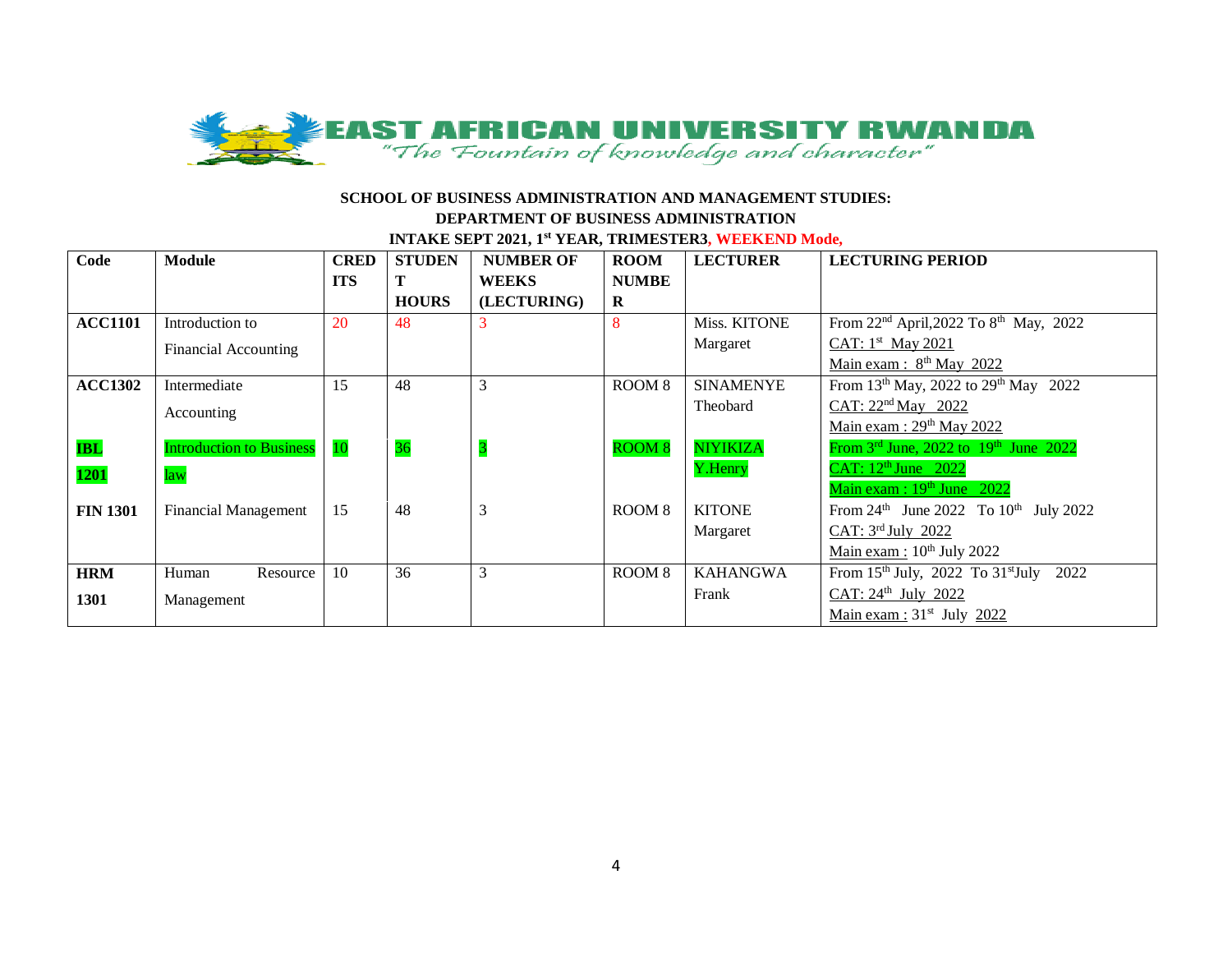EAST AFRICAN UNIVERSITY RWANDA

*"The Fountain of knowledge and character"*

**SCHOOL OF BUSINESS ADMINISTRATION AND MANAGEMENT STUDIES:**

**DEPARTMENT OF BUSINESS ADMINISTRATION**

**INTAKE SEPT 2021, 1st YEAR, TRIMESTER3, WEEKEND Mode,**

| Code | Module | CREDITS | STUDENT HOURS | NUMBER OF WEEKS (LECTURING) | ROOM NUMBER | LECTURER | LECTURING PERIOD |
|---|---|---|---|---|---|---|---|
| **ACC1101** | Introduction to Financial Accounting | 20 | 48 | 3 | 8 | Miss. KITONE Margaret | From 22nd April,2022 To 8th May, 2022<br>CAT: 1st May 2021<br>Main exam : 8th May 2022 |
| **ACC1302** | Intermediate Accounting | 15 | 48 | 3 | ROOM 8 | SINAMENYE Theobard | From 13th May, 2022 to 29th May 2022<br>CAT: 22nd May 2022<br>Main exam : 29th May 2022 |
| **IBL 1201** | Introduction to Business law | 10 | 36 | 3 | ROOM 8 | NIYIKIZA Y.Henry | From 3rd June, 2022 to 19th June 2022<br>CAT: 12th June 2022<br>Main exam : 19th June 2022 |
| **FIN 1301** | Financial Management | 15 | 48 | 3 | ROOM 8 | KITONE Margaret | From 24th June 2022 To 10th July 2022<br>CAT: 3rd July 2022<br>Main exam : 10th July 2022 |
| **HRM 1301** | Human Resource Management | 10 | 36 | 3 | ROOM 8 | KAHANGWA Frank | From 15th July, 2022 To 31stJuly 2022<br>CAT: 24th July 2022<br>Main exam : 31st July 2022 |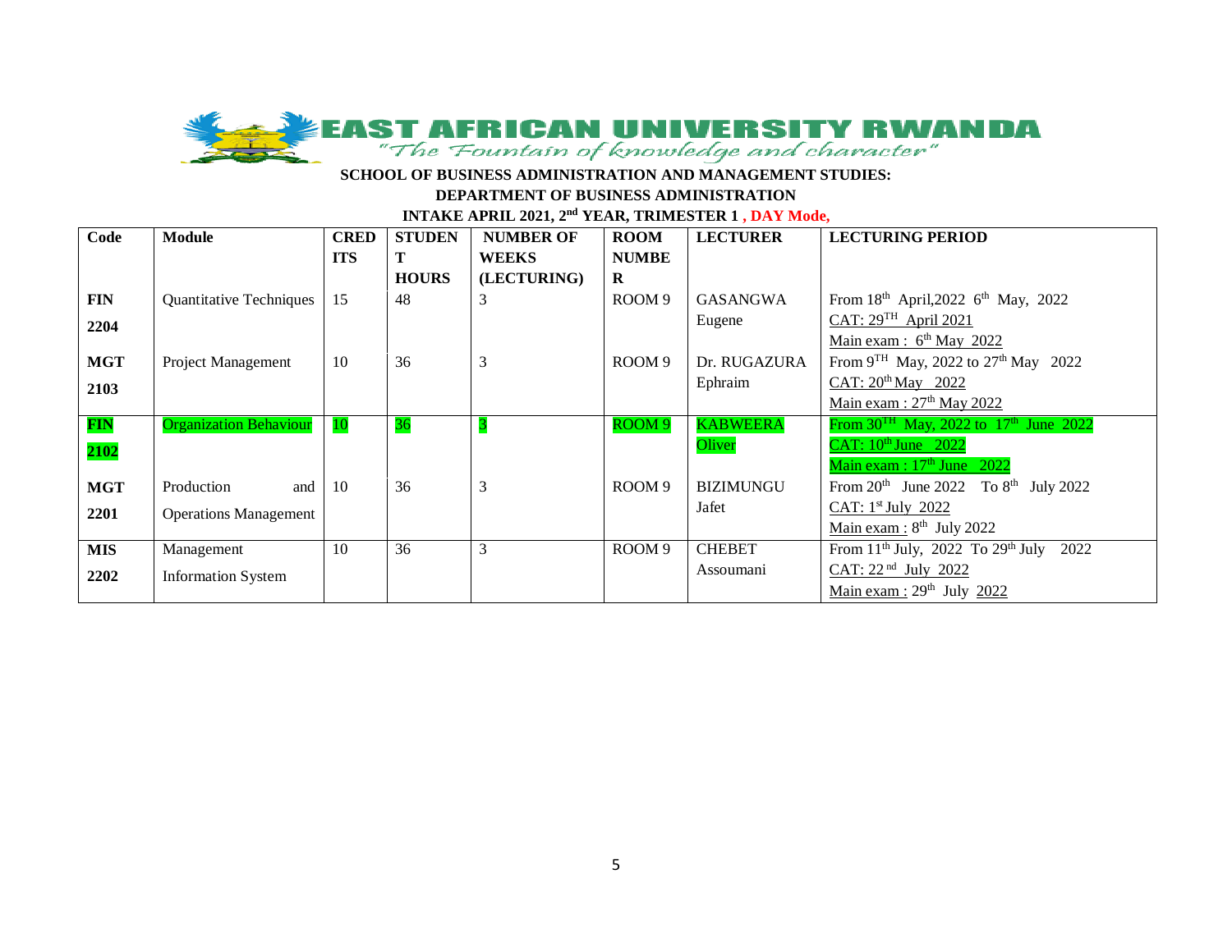# EAST AFRICAN UNIVERSITY RWANDA

*"The Fountain of knowledge and character"*

**SCHOOL OF BUSINESS ADMINISTRATION AND MANAGEMENT STUDIES:**

**DEPARTMENT OF BUSINESS ADMINISTRATION**

**INTAKE APRIL 2021, 2nd YEAR, TRIMESTER 1 , DAY Mode,**

| Code | Module | CREDITS | STUDENT HOURS | NUMBER OF WEEKS (LECTURING) | ROOM NUMBER | LECTURER | LECTURING PERIOD |
|---|---|---|---|---|---|---|---|
| **FIN 2204** | Quantitative Techniques | 15 | 48 | 3 | ROOM 9 | GASANGWA Eugene | From 18th April,2022 6th May, 2022<br>CAT: 29TH April 2021<br>Main exam : 6th May 2022 |
| **MGT 2103** | Project Management | 10 | 36 | 3 | ROOM 9 | Dr. RUGAZURA Ephraim | From 9TH May, 2022 to 27th May 2022<br>CAT: 20th May 2022<br>Main exam : 27th May 2022 |
| **FIN 2102** | Organization Behaviour | 10 | 36 | 3 | ROOM 9 | KABWEERA Oliver | From 30TH May, 2022 to 17th June 2022<br>CAT: 10th June 2022<br>Main exam : 17th June 2022 |
| **MGT 2201** | Production and Operations Management | 10 | 36 | 3 | ROOM 9 | BIZIMUNGU Jafet | From 20th June 2022 To 8th July 2022<br>CAT: 1st July 2022<br>Main exam : 8th July 2022 |
| **MIS 2202** | Management Information System | 10 | 36 | 3 | ROOM 9 | CHEBET Assoumani | From 11th July, 2022 To 29th July 2022<br>CAT: 22 nd July 2022<br>Main exam : 29th July 2022 |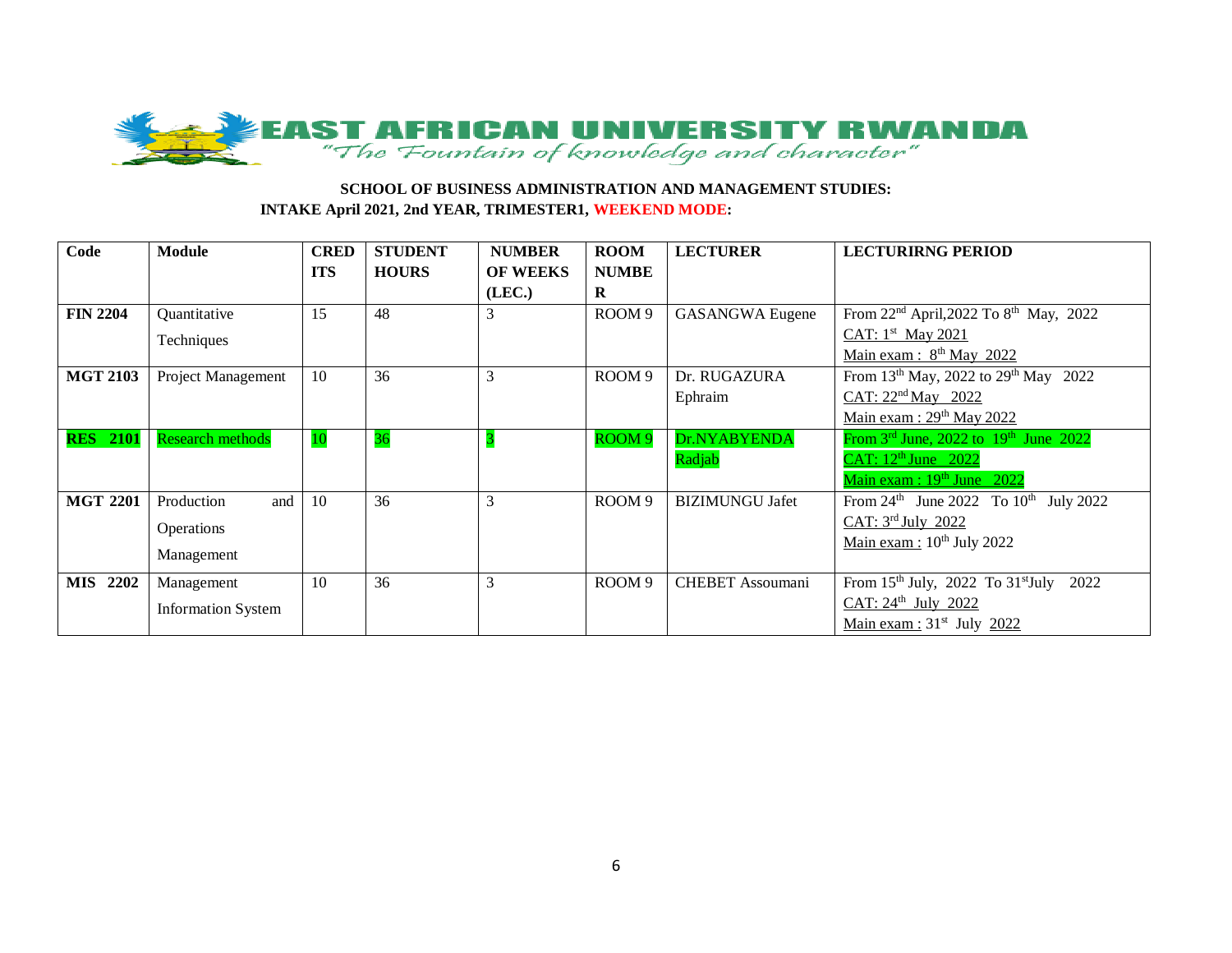**EAST AFRICAN UNIVERSITY RWANDA**

*"The Fountain of knowledge and character"*

**SCHOOL OF BUSINESS ADMINISTRATION AND MANAGEMENT STUDIES:**

**INTAKE April 2021, 2nd YEAR, TRIMESTER1, WEEKEND MODE:**

| Code | Module | CREDITS | STUDENT HOURS | NUMBER OF WEEKS (LEC.) | ROOM NUMBER | LECTURER | LECTURIRNG PERIOD |
|---|---|---|---|---|---|---|---|
| **FIN 2204** | Quantitative Techniques | 15 | 48 | 3 | ROOM 9 | GASANGWA Eugene | From 22nd April,2022 To 8th May, 2022<br>CAT: 1st May 2021<br>Main exam : 8th May 2022 |
| **MGT 2103** | Project Management | 10 | 36 | 3 | ROOM 9 | Dr. RUGAZURA Ephraim | From 13th May, 2022 to 29th May 2022<br>CAT: 22nd May 2022<br>Main exam : 29th May 2022 |
| **RES 2101** | Research methods | 10 | 36 | 3 | ROOM 9 | Dr.NYABYENDA Radjab | From 3rd June, 2022 to 19th June 2022<br>CAT: 12th June 2022<br>Main exam : 19th June 2022 |
| **MGT 2201** | Production and Operations Management | 10 | 36 | 3 | ROOM 9 | BIZIMUNGU Jafet | From 24th June 2022 To 10th July 2022<br>CAT: 3rd July 2022<br>Main exam : 10th July 2022 |
| **MIS 2202** | Management Information System | 10 | 36 | 3 | ROOM 9 | CHEBET Assoumani | From 15th July, 2022 To 31stJuly 2022<br>CAT: 24th July 2022<br>Main exam : 31st July 2022 |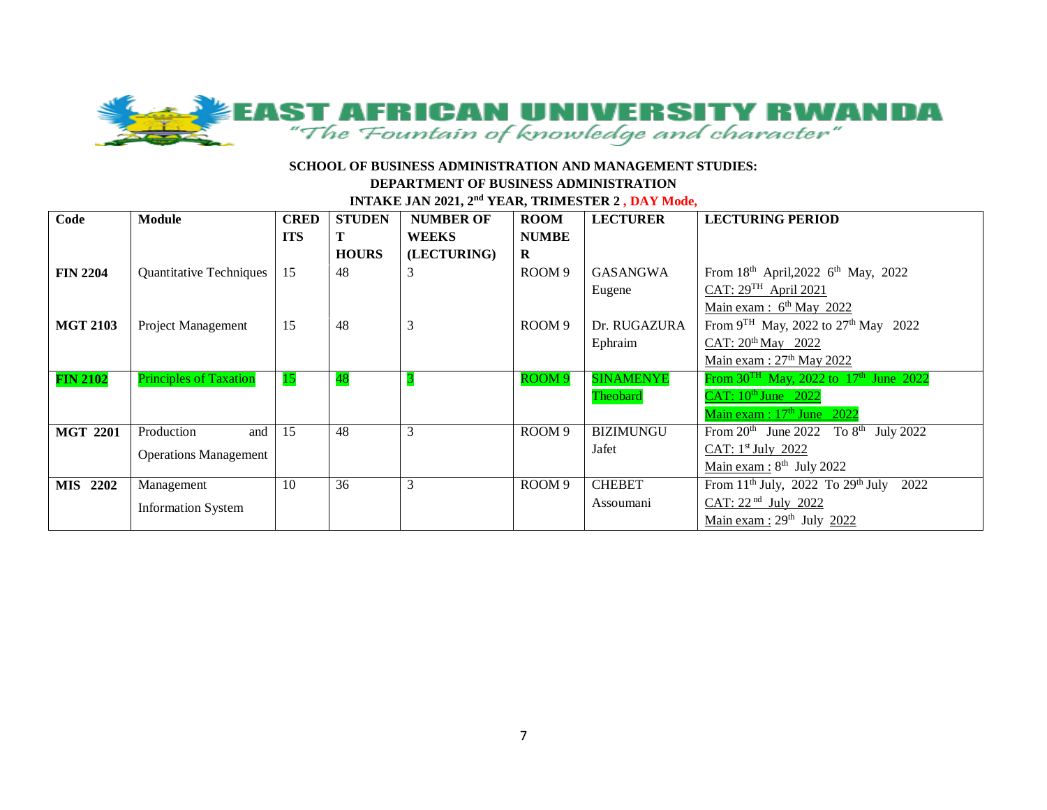**EAST AFRICAN UNIVERSITY RWANDA**

*"The Fountain of knowledge and character"*

**SCHOOL OF BUSINESS ADMINISTRATION AND MANAGEMENT STUDIES:**

**DEPARTMENT OF BUSINESS ADMINISTRATION**

**INTAKE JAN 2021, 2nd YEAR, TRIMESTER 2 , DAY Mode,**

| Code | Module | CREDITS | STUDENT HOURS | NUMBER OF WEEKS (LECTURING) | ROOM NUMBER | LECTURER | LECTURING PERIOD |
|---|---|---|---|---|---|---|---|
| **FIN 2204** | Quantitative Techniques | 15 | 48 | 3 | ROOM 9 | GASANGWA Eugene | From 18th April,2022 6th May, 2022<br>CAT: 29TH April 2021<br>Main exam : 6th May 2022 |
| **MGT 2103** | Project Management | 15 | 48 | 3 | ROOM 9 | Dr. RUGAZURA Ephraim | From 9TH May, 2022 to 27th May 2022<br>CAT: 20th May 2022<br>Main exam : 27th May 2022 |
| **FIN 2102** | Principles of Taxation | 15 | 48 | 3 | ROOM 9 | SINAMENYE Theobard | From 30TH May, 2022 to 17th June 2022<br>CAT: 10th June 2022<br>Main exam : 17th June 2022 |
| **MGT 2201** | Production and Operations Management | 15 | 48 | 3 | ROOM 9 | BIZIMUNGU Jafet | From 20th June 2022 To 8th July 2022<br>CAT: 1st July 2022<br>Main exam : 8th July 2022 |
| **MIS 2202** | Management Information System | 10 | 36 | 3 | ROOM 9 | CHEBET Assoumani | From 11th July, 2022 To 29th July 2022<br>CAT: 22nd July 2022<br>Main exam : 29th July 2022 |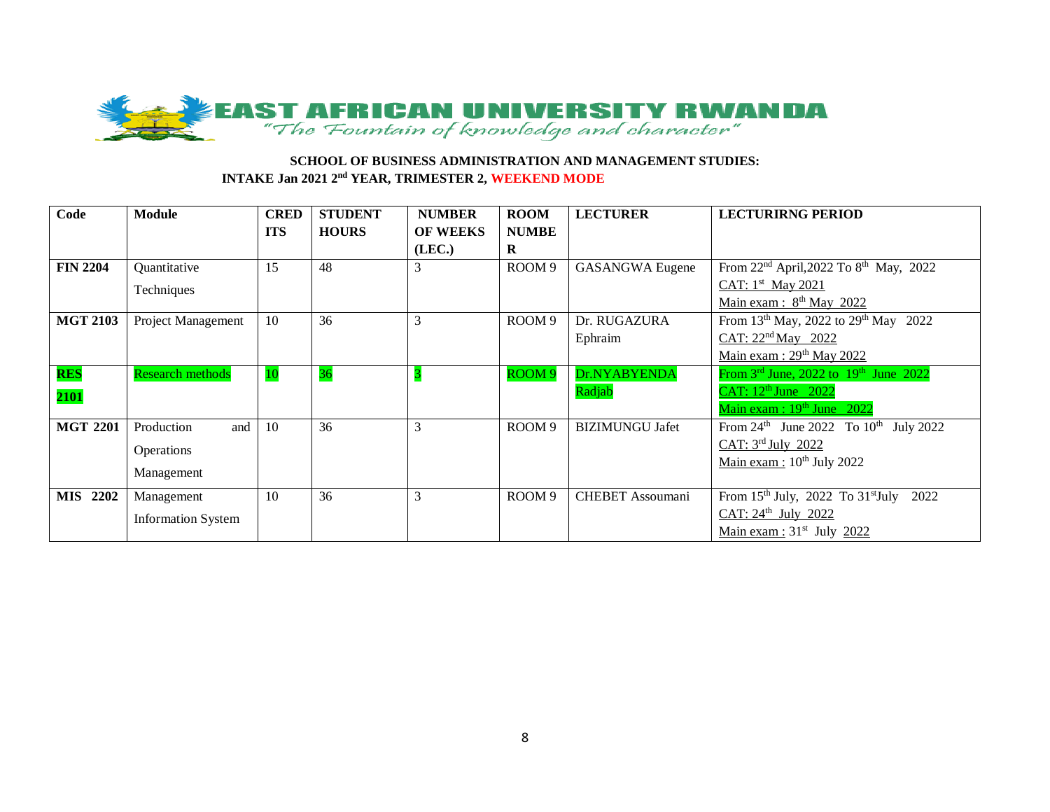**EAST AFRICAN UNIVERSITY RWANDA**

*"The Fountain of knowledge and character"*

**SCHOOL OF BUSINESS ADMINISTRATION AND MANAGEMENT STUDIES:**

**INTAKE Jan 2021 2nd YEAR, TRIMESTER 2, WEEKEND MODE**

| Code | Module | CREDITS | STUDENT HOURS | NUMBER OF WEEKS (LEC.) | ROOM NUMBER | LECTURER | LECTURIRNG PERIOD |
|---|---|---|---|---|---|---|---|
| **FIN 2204** | Quantitative Techniques | 15 | 48 | 3 | ROOM 9 | GASANGWA Eugene | From 22nd April,2022 To 8th May, 2022<br>CAT: 1st May 2021<br>Main exam : 8th May 2022 |
| **MGT 2103** | Project Management | 10 | 36 | 3 | ROOM 9 | Dr. RUGAZURA Ephraim | From 13th May, 2022 to 29th May 2022<br>CAT: 22nd May 2022<br>Main exam : 29th May 2022 |
| **RES 2101** | Research methods | 10 | 36 | 3 | ROOM 9 | Dr.NYABYENDA Radjab | From 3rd June, 2022 to 19th June 2022<br>CAT: 12th June 2022<br>Main exam : 19th June 2022 |
| **MGT 2201** | Production and Operations Management | 10 | 36 | 3 | ROOM 9 | BIZIMUNGU Jafet | From 24th June 2022 To 10th July 2022<br>CAT: 3rd July 2022<br>Main exam : 10th July 2022 |
| **MIS 2202** | Management Information System | 10 | 36 | 3 | ROOM 9 | CHEBET Assoumani | From 15th July, 2022 To 31st July 2022<br>CAT: 24th July 2022<br>Main exam : 31st July 2022 |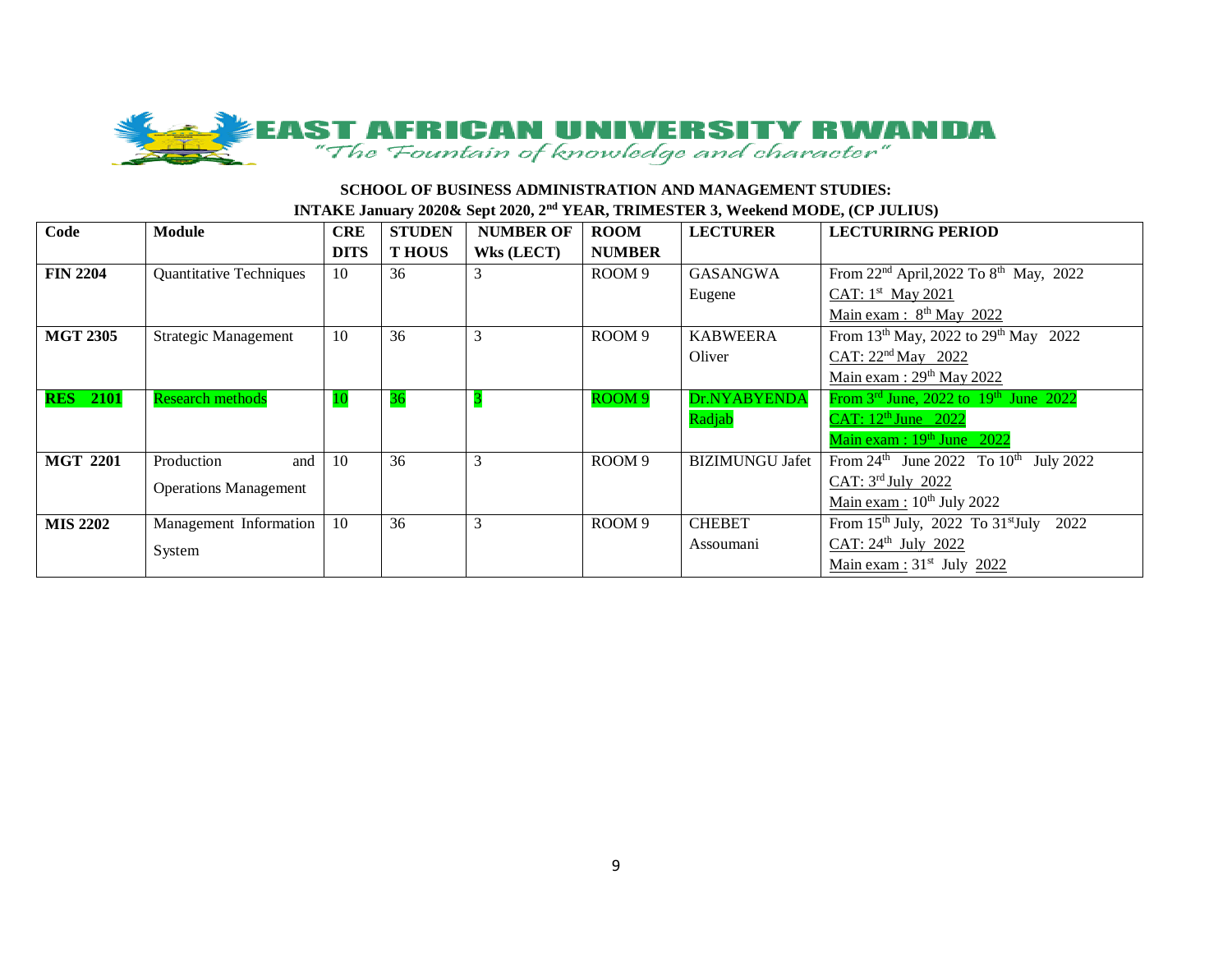**EAST AFRICAN UNIVERSITY RWANDA**

*"The Fountain of knowledge and character"*

**SCHOOL OF BUSINESS ADMINISTRATION AND MANAGEMENT STUDIES:**

**INTAKE January 2020& Sept 2020, 2nd YEAR, TRIMESTER 3, Weekend MODE, (CP JULIUS)**

| Code | Module | CRE DITS | STUDEN T HOUS | NUMBER OF Wks (LECT) | ROOM NUMBER | LECTURER | LECTURIRNG PERIOD |
|---|---|---|---|---|---|---|---|
| **FIN 2204** | Quantitative Techniques | 10 | 36 | 3 | ROOM 9 | GASANGWA Eugene | From 22nd April,2022 To 8th May, 2022<br>CAT: 1st May 2021<br>Main exam : 8th May 2022 |
| **MGT 2305** | Strategic Management | 10 | 36 | 3 | ROOM 9 | KABWEERA Oliver | From 13th May, 2022 to 29th May 2022<br>CAT: 22nd May 2022<br>Main exam : 29th May 2022 |
| **RES 2101** | Research methods | 10 | 36 | 3 | ROOM 9 | Dr.NYABYENDA Radjab | From 3rd June, 2022 to 19th June 2022<br>CAT: 12th June 2022<br>Main exam : 19th June 2022 |
| **MGT 2201** | Production and Operations Management | 10 | 36 | 3 | ROOM 9 | BIZIMUNGU Jafet | From 24th June 2022 To 10th July 2022<br>CAT: 3rd July 2022<br>Main exam : 10th July 2022 |
| **MIS 2202** | Management Information System | 10 | 36 | 3 | ROOM 9 | CHEBET Assoumani | From 15th July, 2022 To 31stJuly 2022<br>CAT: 24th July 2022<br>Main exam : 31st July 2022 |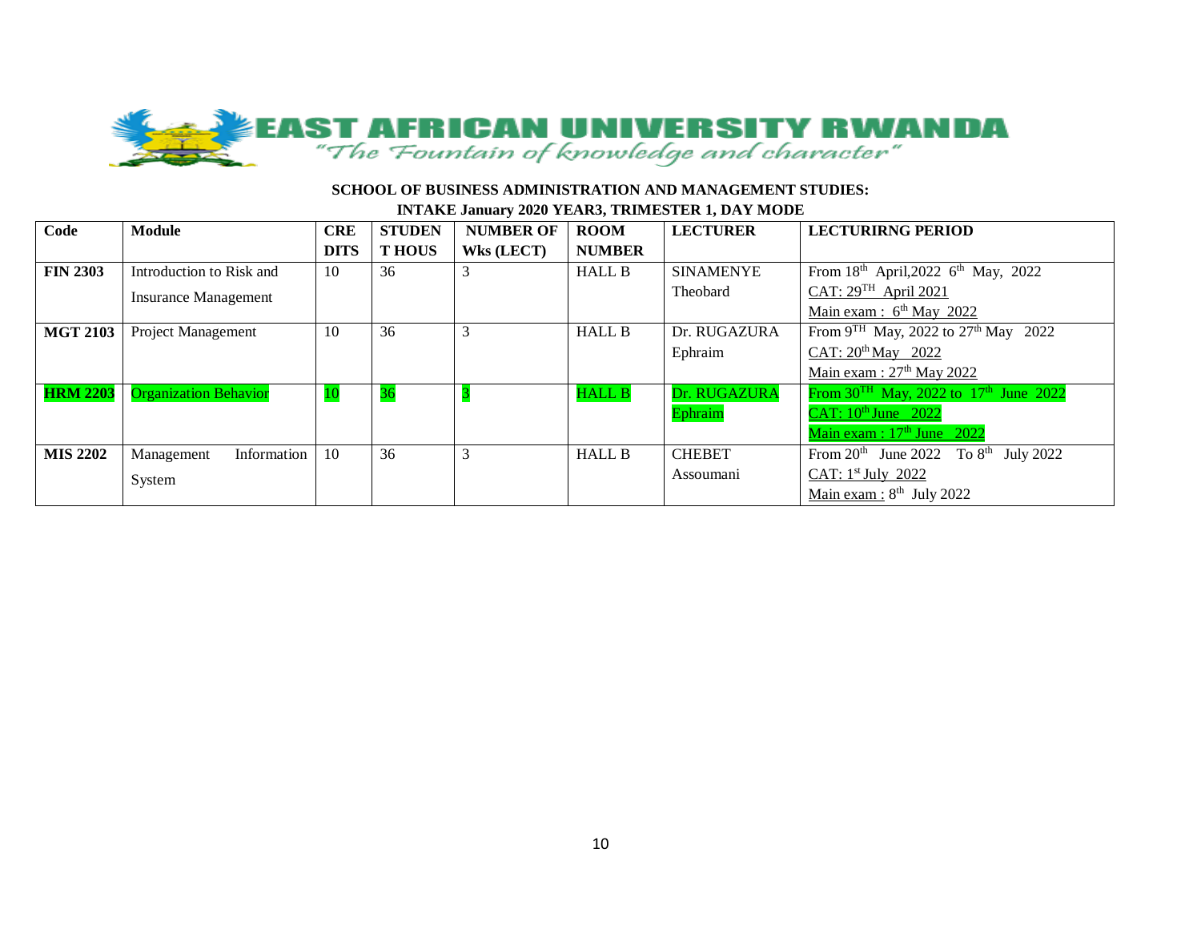**EAST AFRICAN UNIVERSITY RWANDA**

*"The Fountain of knowledge and character"*

**SCHOOL OF BUSINESS ADMINISTRATION AND MANAGEMENT STUDIES:**

**INTAKE January 2020 YEAR3, TRIMESTER 1, DAY MODE**

| Code | Module | CREDITS | STUDENT HOUS | NUMBER OF Wks (LECT) | ROOM NUMBER | LECTURER | LECTURIRNG PERIOD |
|---|---|---|---|---|---|---|---|
| **FIN 2303** | Introduction to Risk and Insurance Management | 10 | 36 | 3 | HALL B | SINAMENYE Theobard | From 18th April,2022 6th May, 2022<br>CAT: 29TH April 2021<br>Main exam : 6th May 2022 |
| **MGT 2103** | Project Management | 10 | 36 | 3 | HALL B | Dr. RUGAZURA Ephraim | From 9TH May, 2022 to 27th May 2022<br>CAT: 20th May 2022<br>Main exam : 27th May 2022 |
| **HRM 2203** | Organization Behavior | 10 | 36 | 3 | HALL B | Dr. RUGAZURA Ephraim | From 30TH May, 2022 to 17th June 2022<br>CAT: 10th June 2022<br>Main exam : 17th June 2022 |
| **MIS 2202** | Management Information System | 10 | 36 | 3 | HALL B | CHEBET Assoumani | From 20th June 2022 To 8th July 2022<br>CAT: 1st July 2022<br>Main exam : 8th July 2022 |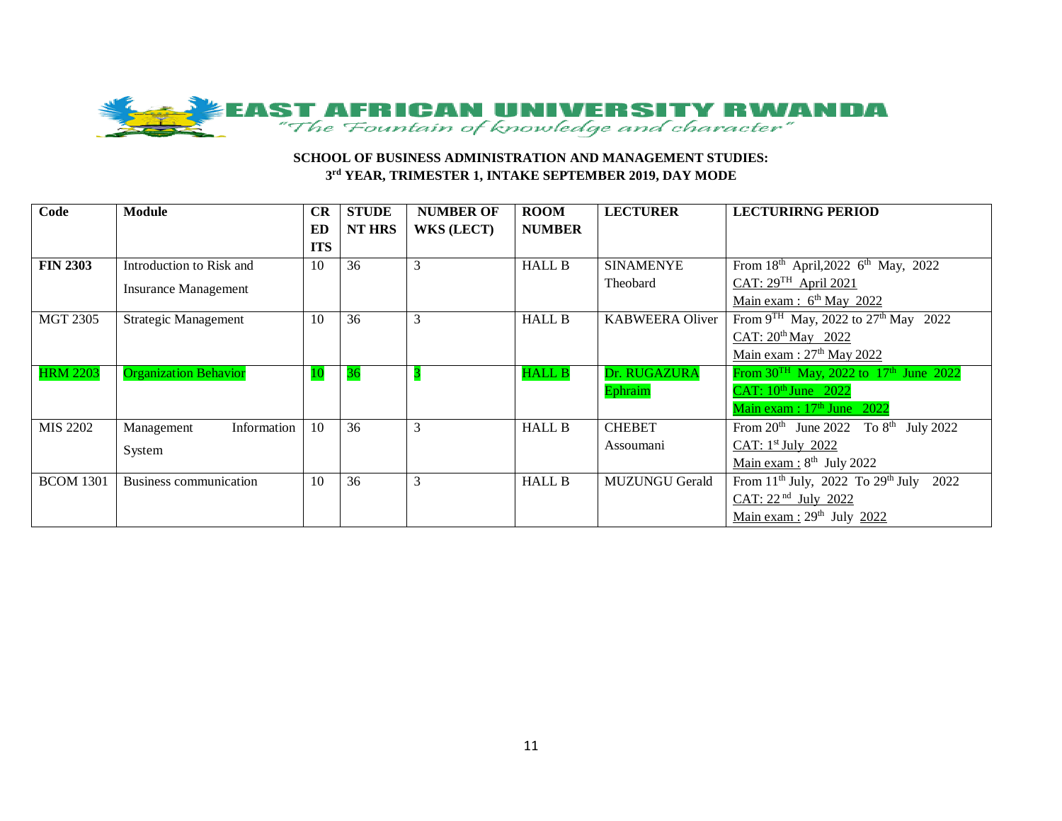**EAST AFRICAN UNIVERSITY RWANDA**
*"The Fountain of knowledge and character"*

**SCHOOL OF BUSINESS ADMINISTRATION AND MANAGEMENT STUDIES:**
**3rd YEAR, TRIMESTER 1, INTAKE SEPTEMBER 2019, DAY MODE**

| Code | Module | CREDITS | STUDENT HRS | NUMBER OF WKS (LECT) | ROOM NUMBER | LECTURER | LECTURIRNG PERIOD |
|---|---|---|---|---|---|---|---|
| **FIN 2303** | Introduction to Risk and Insurance Management | 10 | 36 | 3 | HALL B | SINAMENYE Theobard | From 18th April,2022 6th May, 2022<br>CAT: 29TH April 2021<br>Main exam : 6th May 2022 |
| MGT 2305 | Strategic Management | 10 | 36 | 3 | HALL B | KABWEERA Oliver | From 9TH May, 2022 to 27th May 2022<br>CAT: 20th May 2022<br>Main exam : 27th May 2022 |
| HRM 2203 | Organization Behavior | 10 | 36 | 3 | HALL B | Dr. RUGAZURA Ephraim | From 30TH May, 2022 to 17th June 2022<br>CAT: 10th June 2022<br>Main exam : 17th June 2022 |
| MIS 2202 | Management Information System | 10 | 36 | 3 | HALL B | CHEBET Assoumani | From 20th June 2022 To 8th July 2022<br>CAT: 1st July 2022<br>Main exam : 8th July 2022 |
| BCOM 1301 | Business communication | 10 | 36 | 3 | HALL B | MUZUNGU Gerald | From 11th July, 2022 To 29th July 2022<br>CAT: 22nd July 2022<br>Main exam : 29th July 2022 |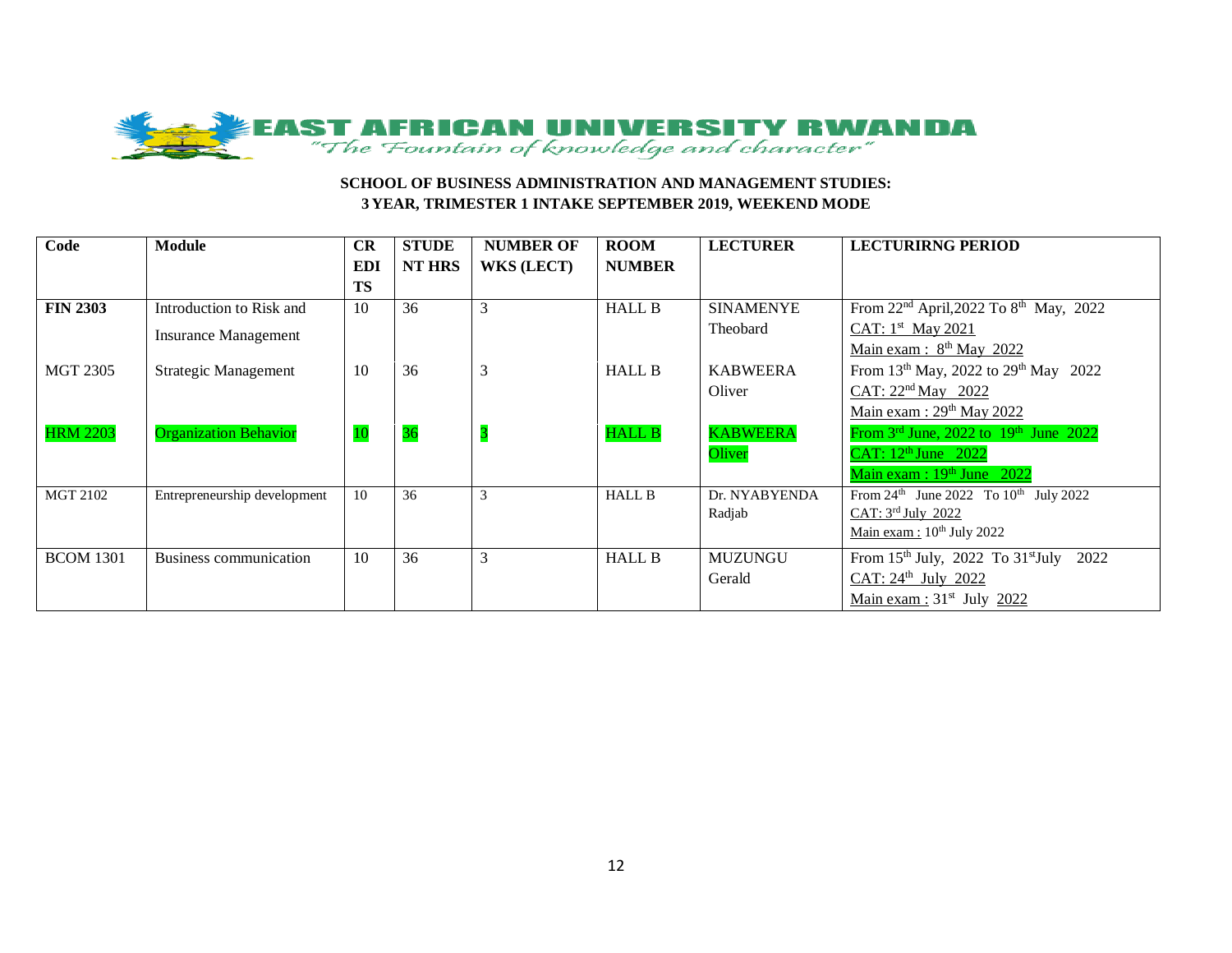**EAST AFRICAN UNIVERSITY RWANDA**

*"The Fountain of knowledge and character"*

**SCHOOL OF BUSINESS ADMINISTRATION AND MANAGEMENT STUDIES:**
**3 YEAR, TRIMESTER 1 INTAKE SEPTEMBER 2019, WEEKEND MODE**

| Code | Module | CREDITS | STUDENT HRS | NUMBER OF WKS (LECT) | ROOM NUMBER | LECTURER | LECTURIRNG PERIOD |
|---|---|---|---|---|---|---|---|
| **FIN 2303** | Introduction to Risk and Insurance Management | 10 | 36 | 3 | HALL B | SINAMENYE Theobard | From 22nd April,2022 To 8th May, 2022<br>CAT: 1st May 2021<br>Main exam : 8th May 2022 |
| MGT 2305 | Strategic Management | 10 | 36 | 3 | HALL B | KABWEERA Oliver | From 13th May, 2022 to 29th May 2022<br>CAT: 22nd May 2022<br>Main exam : 29th May 2022 |
| HRM 2203 | Organization Behavior | 10 | 36 | 3 | HALL B | KABWEERA Oliver | From 3rd June, 2022 to 19th June 2022<br>CAT: 12th June 2022<br>Main exam : 19th June 2022 |
| MGT 2102 | Entrepreneurship development | 10 | 36 | 3 | HALL B | Dr. NYABYENDA Radjab | From 24th June 2022 To 10th July 2022<br>CAT: 3rd July 2022<br>Main exam : 10th July 2022 |
| BCOM 1301 | Business communication | 10 | 36 | 3 | HALL B | MUZUNGU Gerald | From 15th July, 2022 To 31stJuly 2022<br>CAT: 24th July 2022<br>Main exam : 31st July 2022 |